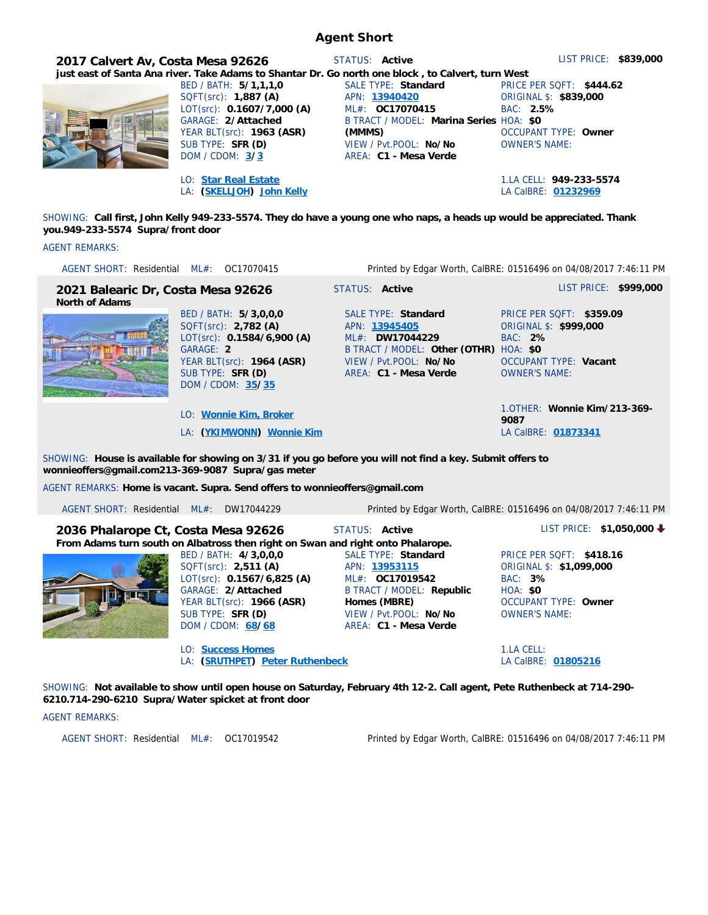# Agent Short

## 2017 Calvert Av, Costa Mesa 92626

STATUS: **Active** LIST PRICE: **$839,000**

**just east of Santa Ana river. Take Adams to Shantar Dr. Go north one block , to Calvert, turn West**

| | | |
|---|---|---|
| BED / BATH: **5/1,1,1,0** | SALE TYPE: **Standard** | PRICE PER SQFT: **$444.62** |
| SQFT(src): **1,887 (A)** | APN: **13940420** | ORIGINAL $: **$839,000** |
| LOT(src): **0.1607/7,000 (A)** | ML#: **OC17070415** | BAC: **2.5%** |
| GARAGE: **2/Attached** | B TRACT / MODEL: **Marina Series (MMMS)** | HOA: **$0** |
| YEAR BLT(src): **1963 (ASR)** | VIEW / Pvt.POOL: **No/No** | OCCUPANT TYPE: **Owner** |
| SUB TYPE: **SFR (D)** | AREA: **C1 - Mesa Verde** | OWNER'S NAME: |
| DOM / CDOM: **3/3** | | |

LO: **Star Real Estate**
LA: **(SKELLJOH) John Kelly**

1.LA CELL: **949-233-5574**
LA CalBRE: **01232969**

SHOWING: **Call first, John Kelly 949-233-5574. They do have a young one who naps, a heads up would be appreciated. Thank you.949-233-5574 Supra/front door**

AGENT REMARKS:

AGENT SHORT: Residential ML#: OC17070415 Printed by Edgar Worth, CalBRE: 01516496 on 04/08/2017 7:46:11 PM

## 2021 Balearic Dr, Costa Mesa 92626

STATUS: **Active** LIST PRICE: **$999,000**

**North of Adams**

| | | |
|---|---|---|
| BED / BATH: **5/3,0,0,0** | SALE TYPE: **Standard** | PRICE PER SQFT: **$359.09** |
| SQFT(src): **2,782 (A)** | APN: **13945405** | ORIGINAL $: **$999,000** |
| LOT(src): **0.1584/6,900 (A)** | ML#: **DW17044229** | BAC: **2%** |
| GARAGE: **2** | B TRACT / MODEL: **Other (OTHR)** | HOA: **$0** |
| YEAR BLT(src): **1964 (ASR)** | VIEW / Pvt.POOL: **No/No** | OCCUPANT TYPE: **Vacant** |
| SUB TYPE: **SFR (D)** | AREA: **C1 - Mesa Verde** | OWNER'S NAME: |
| DOM / CDOM: **35/35** | | |

LO: **Wonnie Kim, Broker**
LA: **(YKIMWONN) Wonnie Kim**

1.OTHER: **Wonnie Kim/213-369-9087**
LA CalBRE: **01873341**

SHOWING: **House is available for showing on 3/31 if you go before you will not find a key. Submit offers to wonnieoffers@gmail.com213-369-9087 Supra/gas meter**

AGENT REMARKS: **Home is vacant. Supra. Send offers to wonnieoffers@gmail.com**

AGENT SHORT: Residential ML#: DW17044229 Printed by Edgar Worth, CalBRE: 01516496 on 04/08/2017 7:46:11 PM

## 2036 Phalarope Ct, Costa Mesa 92626

STATUS: **Active** LIST PRICE: **$1,050,000** ↓

**From Adams turn south on Albatross then right on Swan and right onto Phalarope.**

| | | |
|---|---|---|
| BED / BATH: **4/3,0,0,0** | SALE TYPE: **Standard** | PRICE PER SQFT: **$418.16** |
| SQFT(src): **2,511 (A)** | APN: **13953115** | ORIGINAL $: **$1,099,000** |
| LOT(src): **0.1567/6,825 (A)** | ML#: **OC17019542** | BAC: **3%** |
| GARAGE: **2/Attached** | B TRACT / MODEL: **Republic Homes (MBRE)** | HOA: **$0** |
| YEAR BLT(src): **1966 (ASR)** | VIEW / Pvt.POOL: **No/No** | OCCUPANT TYPE: **Owner** |
| SUB TYPE: **SFR (D)** | AREA: **C1 - Mesa Verde** | OWNER'S NAME: |
| DOM / CDOM: **68/68** | | |

LO: **Success Homes**
LA: **(SRUTHPET) Peter Ruthenbeck**

1.LA CELL:
LA CalBRE: **01805216**

SHOWING: **Not available to show until open house on Saturday, February 4th 12-2. Call agent, Pete Ruthenbeck at 714-290-6210.714-290-6210 Supra/Water spicket at front door**

AGENT REMARKS:

AGENT SHORT: Residential ML#: OC17019542 Printed by Edgar Worth, CalBRE: 01516496 on 04/08/2017 7:46:11 PM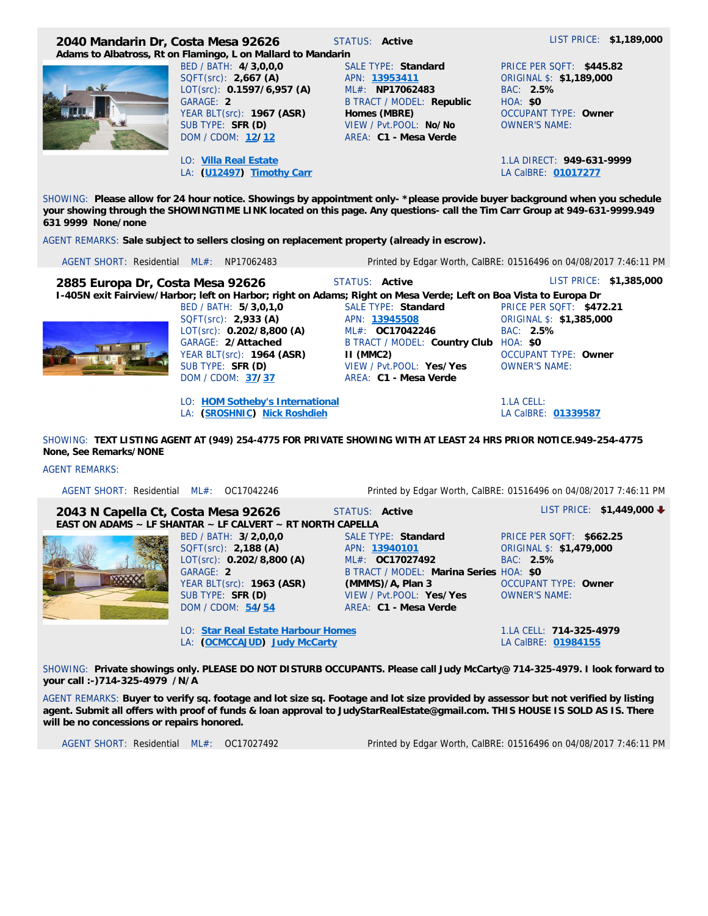## 2040 Mandarin Dr, Costa Mesa 92626

STATUS: **Active** LIST PRICE: **$1,189,000**

**Adams to Albatross, Rt on Flamingo, L on Mallard to Mandarin**

| | | |
|---|---|---|
| BED / BATH: **4/3,0,0,0** | SALE TYPE: **Standard** | PRICE PER SQFT: **$445.82** |
| SQFT(src): **2,667 (A)** | APN: 13953411 | ORIGINAL $: **$1,189,000** |
| LOT(src): **0.1597/6,957 (A)** | ML#: **NP17062483** | BAC: **2.5%** |
| GARAGE: **2** | B TRACT / MODEL: **Republic Homes (MBRE)** | HOA: **$0** |
| YEAR BLT(src): **1967 (ASR)** | VIEW / Pvt.POOL: **No/No** | OCCUPANT TYPE: **Owner** |
| SUB TYPE: **SFR (D)** | AREA: **C1 - Mesa Verde** | OWNER'S NAME: |
| DOM / CDOM: 12/12 | | |

LO: Villa Real Estate 1.LA DIRECT: **949-631-9999**
LA: **(U12497)** Timothy Carr LA CalBRE: 01017277

SHOWING: **Please allow for 24 hour notice. Showings by appointment only- *please provide buyer background when you schedule your showing through the SHOWINGTIME LINK located on this page. Any questions- call the Tim Carr Group at 949-631-9999.949 631 9999 None/none**

AGENT REMARKS: **Sale subject to sellers closing on replacement property (already in escrow).**

AGENT SHORT: Residential ML#: NP17062483 Printed by Edgar Worth, CalBRE: 01516496 on 04/08/2017 7:46:11 PM

## 2885 Europa Dr, Costa Mesa 92626

STATUS: **Active** LIST PRICE: **$1,385,000**

**I-405N exit Fairview/Harbor; left on Harbor; right on Adams; Right on Mesa Verde; Left on Boa Vista to Europa Dr**

| | | |
|---|---|---|
| BED / BATH: **5/3,0,1,0** | SALE TYPE: **Standard** | PRICE PER SQFT: **$472.21** |
| SQFT(src): **2,933 (A)** | APN: 13945508 | ORIGINAL $: **$1,385,000** |
| LOT(src): **0.202/8,800 (A)** | ML#: **OC17042246** | BAC: **2.5%** |
| GARAGE: **2/Attached** | B TRACT / MODEL: **Country Club II (MMC2)** | HOA: **$0** |
| YEAR BLT(src): **1964 (ASR)** | VIEW / Pvt.POOL: **Yes/Yes** | OCCUPANT TYPE: **Owner** |
| SUB TYPE: **SFR (D)** | AREA: **C1 - Mesa Verde** | OWNER'S NAME: |
| DOM / CDOM: 37/37 | | |

LO: HOM Sotheby's International 1.LA CELL:
LA: **(SROSHNIC)** Nick Roshdieh LA CalBRE: 01339587

SHOWING: **TEXT LISTING AGENT AT (949) 254-4775 FOR PRIVATE SHOWING WITH AT LEAST 24 HRS PRIOR NOTICE.949-254-4775 None, See Remarks/NONE**

AGENT REMARKS:

AGENT SHORT: Residential ML#: OC17042246 Printed by Edgar Worth, CalBRE: 01516496 on 04/08/2017 7:46:11 PM

## 2043 N Capella Ct, Costa Mesa 92626

STATUS: **Active** LIST PRICE: **$1,449,000** ↓

**EAST ON ADAMS ~ LF SHANTAR ~ LF CALVERT ~ RT NORTH CAPELLA**

| | | |
|---|---|---|
| BED / BATH: **3/2,0,0,0** | SALE TYPE: **Standard** | PRICE PER SQFT: **$662.25** |
| SQFT(src): **2,188 (A)** | APN: 13940101 | ORIGINAL $: **$1,479,000** |
| LOT(src): **0.202/8,800 (A)** | ML#: **OC17027492** | BAC: **2.5%** |
| GARAGE: **2** | B TRACT / MODEL: **Marina Series (MMMS)/A, Plan 3** | HOA: **$0** |
| YEAR BLT(src): **1963 (ASR)** | VIEW / Pvt.POOL: **Yes/Yes** | OCCUPANT TYPE: **Owner** |
| SUB TYPE: **SFR (D)** | AREA: **C1 - Mesa Verde** | OWNER'S NAME: |
| DOM / CDOM: 54/54 | | |

LO: Star Real Estate Harbour Homes 1.LA CELL: **714-325-4979**
LA: **(OCMCCAJUD)** Judy McCarty LA CalBRE: 01984155

SHOWING: **Private showings only. PLEASE DO NOT DISTURB OCCUPANTS. Please call Judy McCarty@ 714-325-4979. I look forward to your call :-)714-325-4979 /N/A**

AGENT REMARKS: **Buyer to verify sq. footage and lot size sq. Footage and lot size provided by assessor but not verified by listing agent. Submit all offers with proof of funds & loan approval to JudyStarRealEstate@gmail.com. THIS HOUSE IS SOLD AS IS. There will be no concessions or repairs honored.**

AGENT SHORT: Residential ML#: OC17027492 Printed by Edgar Worth, CalBRE: 01516496 on 04/08/2017 7:46:11 PM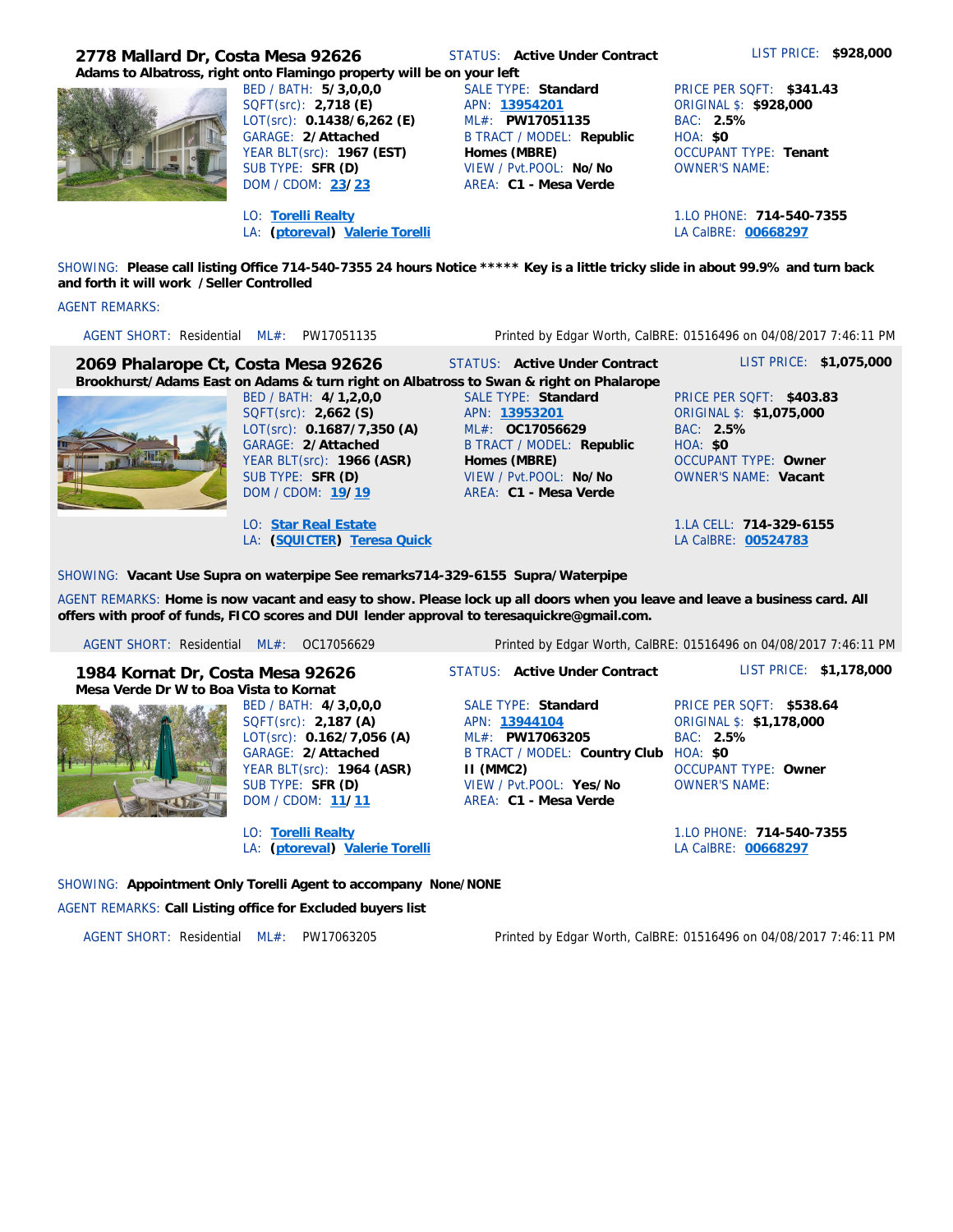**2778 Mallard Dr, Costa Mesa 92626** STATUS: **Active Under Contract** LIST PRICE: **$928,000**

**Adams to Albatross, right onto Flamingo property will be on your left**

| | | |
|---|---|---|
| BED / BATH: **5/3,0,0,0** | SALE TYPE: **Standard** | PRICE PER SQFT: **$341.43** |
| SQFT(src): **2,718 (E)** | APN: **13954201** | ORIGINAL $: **$928,000** |
| LOT(src): **0.1438/6,262 (E)** | ML#: **PW17051135** | BAC: **2.5%** |
| GARAGE: **2/Attached** | B TRACT / MODEL: **Republic Homes (MBRE)** | HOA: **$0** |
| YEAR BLT(src): **1967 (EST)** | VIEW / Pvt.POOL: **No/No** | OCCUPANT TYPE: **Tenant** |
| SUB TYPE: **SFR (D)** | AREA: **C1 - Mesa Verde** | OWNER'S NAME: |
| DOM / CDOM: **23/23** | | |

LO: **Torelli Realty** 1.LO PHONE: **714-540-7355**
LA: **(ptoreval) Valerie Torelli** LA CalBRE: **00668297**

SHOWING: **Please call listing Office 714-540-7355 24 hours Notice ***** Key is a little tricky slide in about 99.9% and turn back and forth it will work /Seller Controlled**

AGENT REMARKS:

AGENT SHORT: Residential ML#: PW17051135 Printed by Edgar Worth, CalBRE: 01516496 on 04/08/2017 7:46:11 PM

---

**2069 Phalarope Ct, Costa Mesa 92626** STATUS: **Active Under Contract** LIST PRICE: **$1,075,000**

**Brookhurst/Adams East on Adams & turn right on Albatross to Swan & right on Phalarope**

| | | |
|---|---|---|
| BED / BATH: **4/1,2,0,0** | SALE TYPE: **Standard** | PRICE PER SQFT: **$403.83** |
| SQFT(src): **2,662 (S)** | APN: **13953201** | ORIGINAL $: **$1,075,000** |
| LOT(src): **0.1687/7,350 (A)** | ML#: **OC17056629** | BAC: **2.5%** |
| GARAGE: **2/Attached** | B TRACT / MODEL: **Republic Homes (MBRE)** | HOA: **$0** |
| YEAR BLT(src): **1966 (ASR)** | VIEW / Pvt.POOL: **No/No** | OCCUPANT TYPE: **Owner** |
| SUB TYPE: **SFR (D)** | AREA: **C1 - Mesa Verde** | OWNER'S NAME: **Vacant** |
| DOM / CDOM: **19/19** | | |

LO: **Star Real Estate** 1.LA CELL: **714-329-6155**
LA: **(SQUICTER) Teresa Quick** LA CalBRE: **00524783**

SHOWING: **Vacant Use Supra on waterpipe See remarks714-329-6155 Supra/Waterpipe**

AGENT REMARKS: **Home is now vacant and easy to show. Please lock up all doors when you leave and leave a business card. All offers with proof of funds, FICO scores and DUI lender approval to teresaquickre@gmail.com.**

AGENT SHORT: Residential ML#: OC17056629 Printed by Edgar Worth, CalBRE: 01516496 on 04/08/2017 7:46:11 PM

---

**1984 Kornat Dr, Costa Mesa 92626** STATUS: **Active Under Contract** LIST PRICE: **$1,178,000**

**Mesa Verde Dr W to Boa Vista to Kornat**

| | | |
|---|---|---|
| BED / BATH: **4/3,0,0,0** | SALE TYPE: **Standard** | PRICE PER SQFT: **$538.64** |
| SQFT(src): **2,187 (A)** | APN: **13944104** | ORIGINAL $: **$1,178,000** |
| LOT(src): **0.162/7,056 (A)** | ML#: **PW17063205** | BAC: **2.5%** |
| GARAGE: **2/Attached** | B TRACT / MODEL: **Country Club II (MMC2)** | HOA: **$0** |
| YEAR BLT(src): **1964 (ASR)** | VIEW / Pvt.POOL: **Yes/No** | OCCUPANT TYPE: **Owner** |
| SUB TYPE: **SFR (D)** | AREA: **C1 - Mesa Verde** | OWNER'S NAME: |
| DOM / CDOM: **11/11** | | |

LO: **Torelli Realty** 1.LO PHONE: **714-540-7355**
LA: **(ptoreval) Valerie Torelli** LA CalBRE: **00668297**

SHOWING: **Appointment Only Torelli Agent to accompany None/NONE**

AGENT REMARKS: **Call Listing office for Excluded buyers list**

AGENT SHORT: Residential ML#: PW17063205 Printed by Edgar Worth, CalBRE: 01516496 on 04/08/2017 7:46:11 PM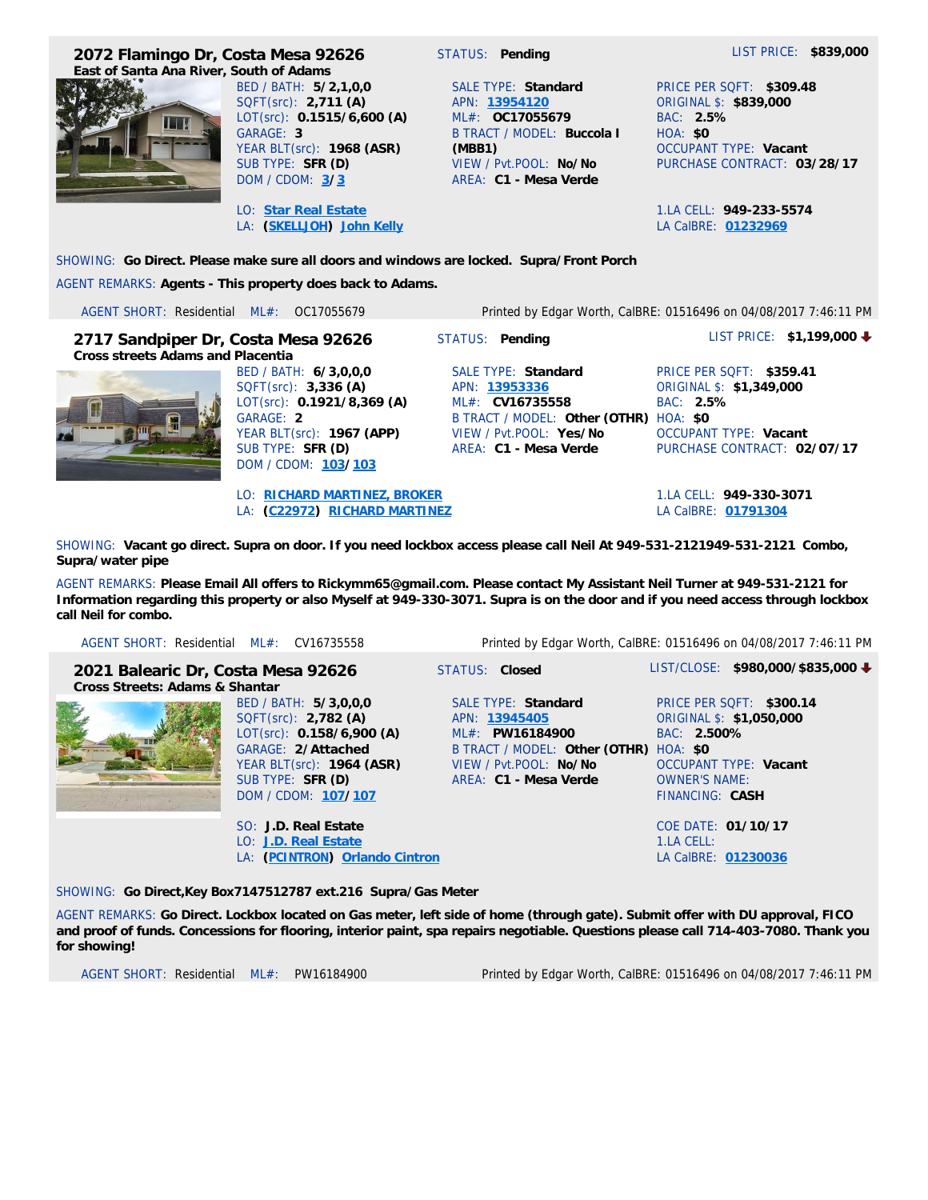## 2072 Flamingo Dr, Costa Mesa 92626

**East of Santa Ana River, South of Adams**

STATUS: **Pending**

LIST PRICE: **$839,000**

| | | |
|---|---|---|
| BED / BATH: **5/2,1,0,0** | SALE TYPE: **Standard** | PRICE PER SQFT: **$309.48** |
| SQFT(src): **2,711 (A)** | APN: **13954120** | ORIGINAL $: **$839,000** |
| LOT(src): **0.1515/6,600 (A)** | ML#: **OC17055679** | BAC: **2.5%** |
| GARAGE: **3** | B TRACT / MODEL: **Buccola I (MBB1)** | HOA: **$0** |
| YEAR BLT(src): **1968 (ASR)** | VIEW / Pvt.POOL: **No/No** | OCCUPANT TYPE: **Vacant** |
| SUB TYPE: **SFR (D)** | AREA: **C1 - Mesa Verde** | PURCHASE CONTRACT: **03/28/17** |
| DOM / CDOM: **3/3** | | |

LO: **Star Real Estate**
LA: **(SKELLJOH) John Kelly**

1.LA CELL: **949-233-5574**
LA CalBRE: **01232969**

SHOWING: **Go Direct. Please make sure all doors and windows are locked. Supra/Front Porch**

AGENT REMARKS: **Agents - This property does back to Adams.**

AGENT SHORT: Residential ML#: OC17055679 Printed by Edgar Worth, CalBRE: 01516496 on 04/08/2017 7:46:11 PM

## 2717 Sandpiper Dr, Costa Mesa 92626

**Cross streets Adams and Placentia**

STATUS: **Pending**

LIST PRICE: **$1,199,000** ↓

| | | |
|---|---|---|
| BED / BATH: **6/3,0,0,0** | SALE TYPE: **Standard** | PRICE PER SQFT: **$359.41** |
| SQFT(src): **3,336 (A)** | APN: **13953336** | ORIGINAL $: **$1,349,000** |
| LOT(src): **0.1921/8,369 (A)** | ML#: **CV16735558** | BAC: **2.5%** |
| GARAGE: **2** | B TRACT / MODEL: **Other (OTHR)** | HOA: **$0** |
| YEAR BLT(src): **1967 (APP)** | VIEW / Pvt.POOL: **Yes/No** | OCCUPANT TYPE: **Vacant** |
| SUB TYPE: **SFR (D)** | AREA: **C1 - Mesa Verde** | PURCHASE CONTRACT: **02/07/17** |
| DOM / CDOM: **103/103** | | |

LO: **RICHARD MARTINEZ, BROKER**
LA: **(C22972) RICHARD MARTINEZ**

1.LA CELL: **949-330-3071**
LA CalBRE: **01791304**

SHOWING: **Vacant go direct. Supra on door. If you need lockbox access please call Neil At 949-531-2121949-531-2121 Combo, Supra/water pipe**

AGENT REMARKS: **Please Email All offers to Rickymm65@gmail.com. Please contact My Assistant Neil Turner at 949-531-2121 for Information regarding this property or also Myself at 949-330-3071. Supra is on the door and if you need access through lockbox call Neil for combo.**

AGENT SHORT: Residential ML#: CV16735558 Printed by Edgar Worth, CalBRE: 01516496 on 04/08/2017 7:46:11 PM

## 2021 Balearic Dr, Costa Mesa 92626

**Cross Streets: Adams & Shantar**

STATUS: **Closed**

LIST/CLOSE: **$980,000/$835,000** ↓

| | | |
|---|---|---|
| BED / BATH: **5/3,0,0,0** | SALE TYPE: **Standard** | PRICE PER SQFT: **$300.14** |
| SQFT(src): **2,782 (A)** | APN: **13945405** | ORIGINAL $: **$1,050,000** |
| LOT(src): **0.158/6,900 (A)** | ML#: **PW16184900** | BAC: **2.500%** |
| GARAGE: **2/Attached** | B TRACT / MODEL: **Other (OTHR)** | HOA: **$0** |
| YEAR BLT(src): **1964 (ASR)** | VIEW / Pvt.POOL: **No/No** | OCCUPANT TYPE: **Vacant** |
| SUB TYPE: **SFR (D)** | AREA: **C1 - Mesa Verde** | OWNER'S NAME: |
| DOM / CDOM: **107/107** | | FINANCING: **CASH** |

SO: **J.D. Real Estate**
LO: **J.D. Real Estate**
LA: **(PCINTRON) Orlando Cintron**

COE DATE: **01/10/17**
1.LA CELL:
LA CalBRE: **01230036**

SHOWING: **Go Direct,Key Box7147512787 ext.216 Supra/Gas Meter**

AGENT REMARKS: **Go Direct. Lockbox located on Gas meter, left side of home (through gate). Submit offer with DU approval, FICO and proof of funds. Concessions for flooring, interior paint, spa repairs negotiable. Questions please call 714-403-7080. Thank you for showing!**

AGENT SHORT: Residential ML#: PW16184900 Printed by Edgar Worth, CalBRE: 01516496 on 04/08/2017 7:46:11 PM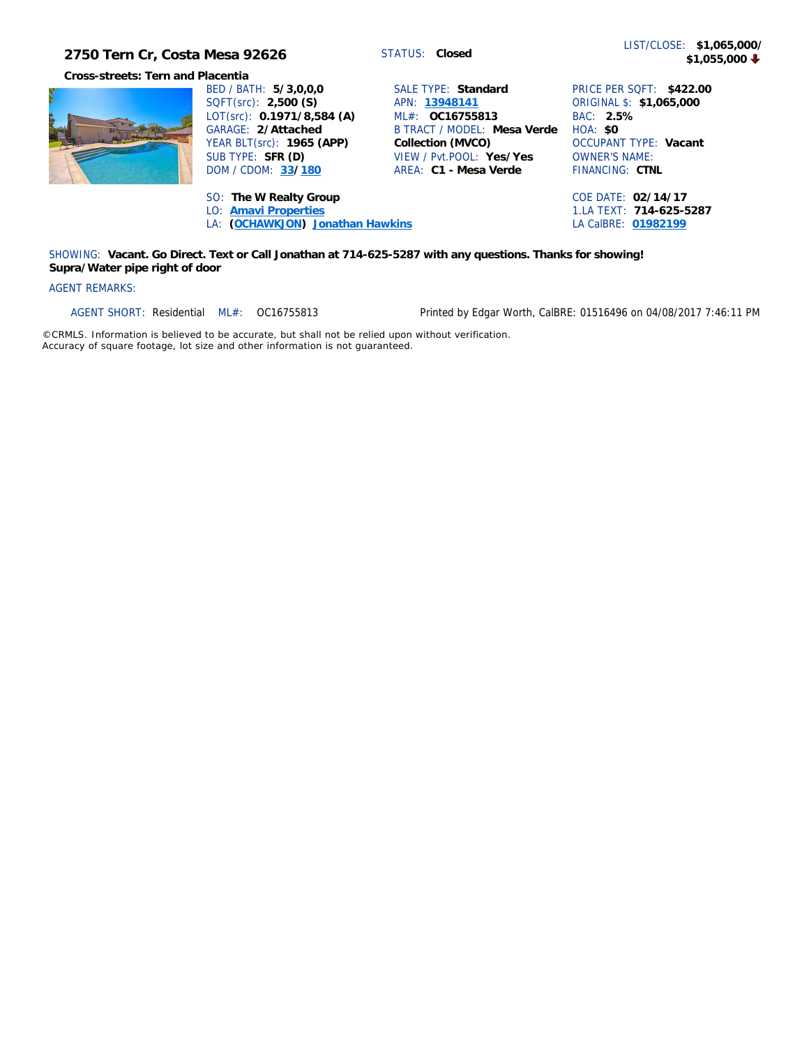## 2750 Tern Cr, Costa Mesa 92626

STATUS: **Closed**

LIST/CLOSE: **$1,065,000/ $1,055,000**

**Cross-streets: Tern and Placentia**

| | | |
|---|---|---|
| BED / BATH: **5/3,0,0,0** | SALE TYPE: **Standard** | PRICE PER SQFT: **$422.00** |
| SQFT(src): **2,500 (S)** | APN: **13948141** | ORIGINAL $: **$1,065,000** |
| LOT(src): **0.1971/8,584 (A)** | ML#: **OC16755813** | BAC: **2.5%** |
| GARAGE: **2/Attached** | B TRACT / MODEL: **Mesa Verde Collection (MVCO)** | HOA: **$0** |
| YEAR BLT(src): **1965 (APP)** | VIEW / Pvt.POOL: **Yes/Yes** | OCCUPANT TYPE: **Vacant** |
| SUB TYPE: **SFR (D)** | AREA: **C1 - Mesa Verde** | OWNER'S NAME: |
| DOM / CDOM: **33/180** | | FINANCING: **CTNL** |

SO: **The W Realty Group**
LO: **Amavi Properties**
LA: **(OCHAWKJON) Jonathan Hawkins**

COE DATE: **02/14/17**
1.LA TEXT: **714-625-5287**
LA CalBRE: **01982199**

SHOWING: **Vacant. Go Direct. Text or Call Jonathan at 714-625-5287 with any questions. Thanks for showing! Supra/Water pipe right of door**

AGENT REMARKS:

AGENT SHORT: Residential ML#: OC16755813 Printed by Edgar Worth, CalBRE: 01516496 on 04/08/2017 7:46:11 PM

©CRMLS. Information is believed to be accurate, but shall not be relied upon without verification.
Accuracy of square footage, lot size and other information is not guaranteed.